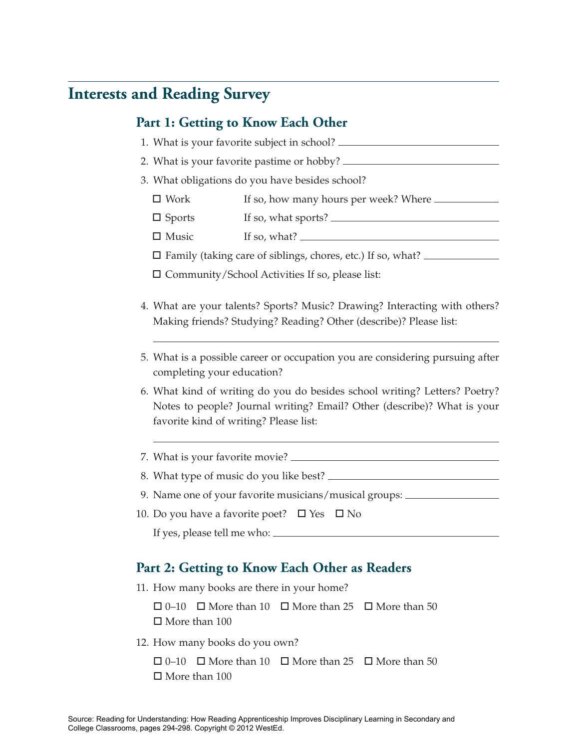# Interests and Reading Survey

## Part 1: Getting to Know Each Other

1. What is your favorite subject in school? ____________________

2. What is your favorite pastime or hobby? ____________________

3. What obligations do you have besides school?

   ☐ Work — If so, how many hours per week? Where ____________

   ☐ Sports — If so, what sports? ____________________

   ☐ Music — If so, what? ____________________

   ☐ Family (taking care of siblings, chores, etc.) If so, what? ____________

   ☐ Community/School Activities If so, please list:

4. What are your talents? Sports? Music? Drawing? Interacting with others? Making friends? Studying? Reading? Other (describe)? Please list:

   ____________________________________________

5. What is a possible career or occupation you are considering pursuing after completing your education?

6. What kind of writing do you do besides school writing? Letters? Poetry? Notes to people? Journal writing? Email? Other (describe)? What is your favorite kind of writing? Please list:

   ____________________________________________

7. What is your favorite movie? ____________________

8. What type of music do you like best? ____________________

9. Name one of your favorite musicians/musical groups: ____________

10. Do you have a favorite poet? ☐ Yes ☐ No

    If yes, please tell me who: ____________________

## Part 2: Getting to Know Each Other as Readers

11. How many books are there in your home?

    ☐ 0–10 ☐ More than 10 ☐ More than 25 ☐ More than 50
    ☐ More than 100

12. How many books do you own?

    ☐ 0–10 ☐ More than 10 ☐ More than 25 ☐ More than 50
    ☐ More than 100

Source: Reading for Understanding: How Reading Apprenticeship Improves Disciplinary Learning in Secondary and College Classrooms, pages 294-298. Copyright © 2012 WestEd.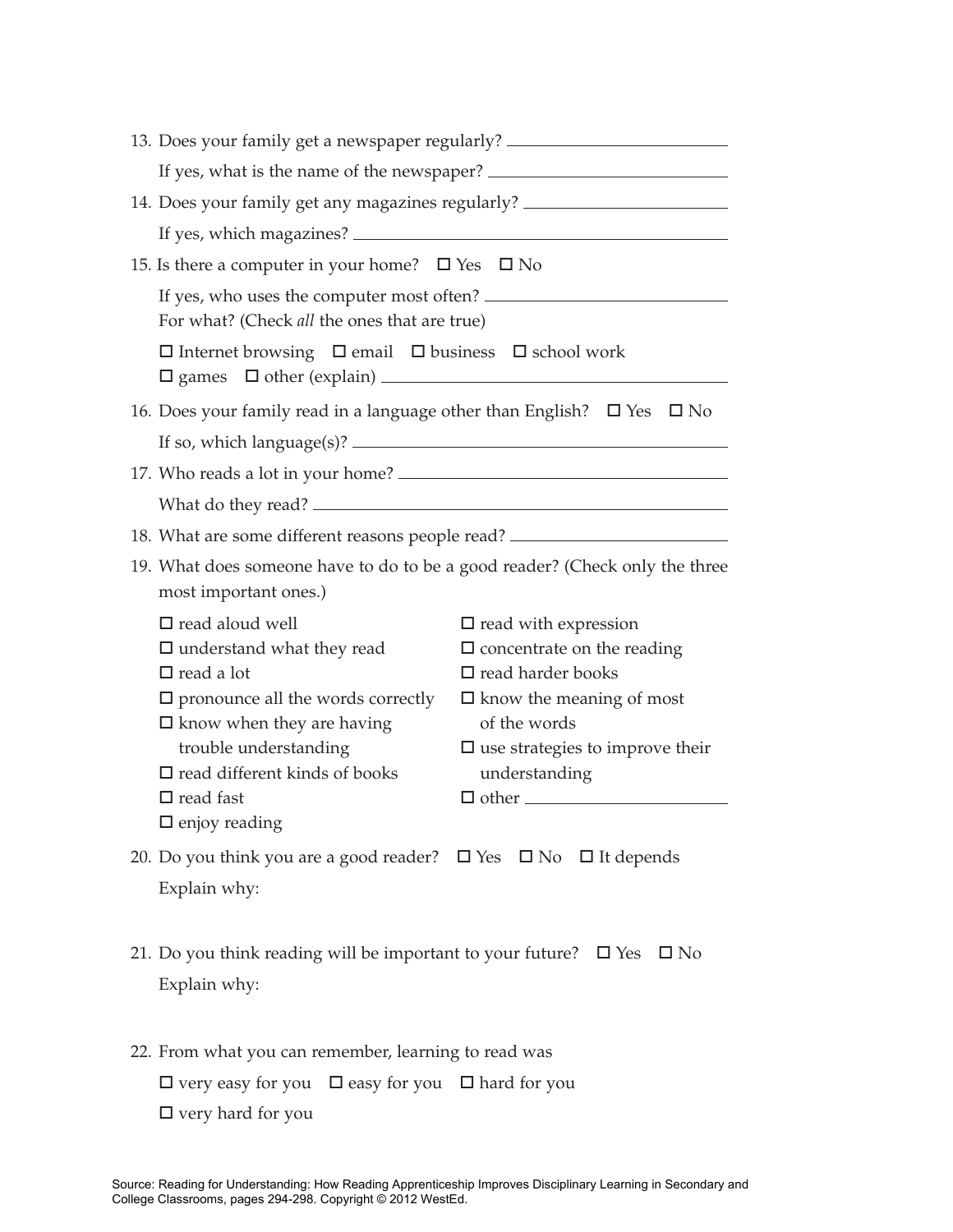13. Does your family get a newspaper regularly? ______________________

    If yes, what is the name of the newspaper? ______________________

14. Does your family get any magazines regularly? ______________________

    If yes, which magazines? ______________________

15. Is there a computer in your home? ☐ Yes ☐ No

    If yes, who uses the computer most often? ______________________
    For what? (Check *all* the ones that are true)

    ☐ Internet browsing ☐ email ☐ business ☐ school work
    ☐ games ☐ other (explain) ______________________

16. Does your family read in a language other than English? ☐ Yes ☐ No

    If so, which language(s)? ______________________

17. Who reads a lot in your home? ______________________

    What do they read? ______________________

18. What are some different reasons people read? ______________________

19. What does someone have to do to be a good reader? (Check only the three most important ones.)

    ☐ read aloud well
    ☐ understand what they read
    ☐ read a lot
    ☐ pronounce all the words correctly
    ☐ know when they are having trouble understanding
    ☐ read different kinds of books
    ☐ read fast
    ☐ enjoy reading
    ☐ read with expression
    ☐ concentrate on the reading
    ☐ read harder books
    ☐ know the meaning of most of the words
    ☐ use strategies to improve their understanding
    ☐ other ______________________

20. Do you think you are a good reader? ☐ Yes ☐ No ☐ It depends

    Explain why:

21. Do you think reading will be important to your future? ☐ Yes ☐ No

    Explain why:

22. From what you can remember, learning to read was

    ☐ very easy for you ☐ easy for you ☐ hard for you

    ☐ very hard for you

Source: Reading for Understanding: How Reading Apprenticeship Improves Disciplinary Learning in Secondary and College Classrooms, pages 294-298. Copyright © 2012 WestEd.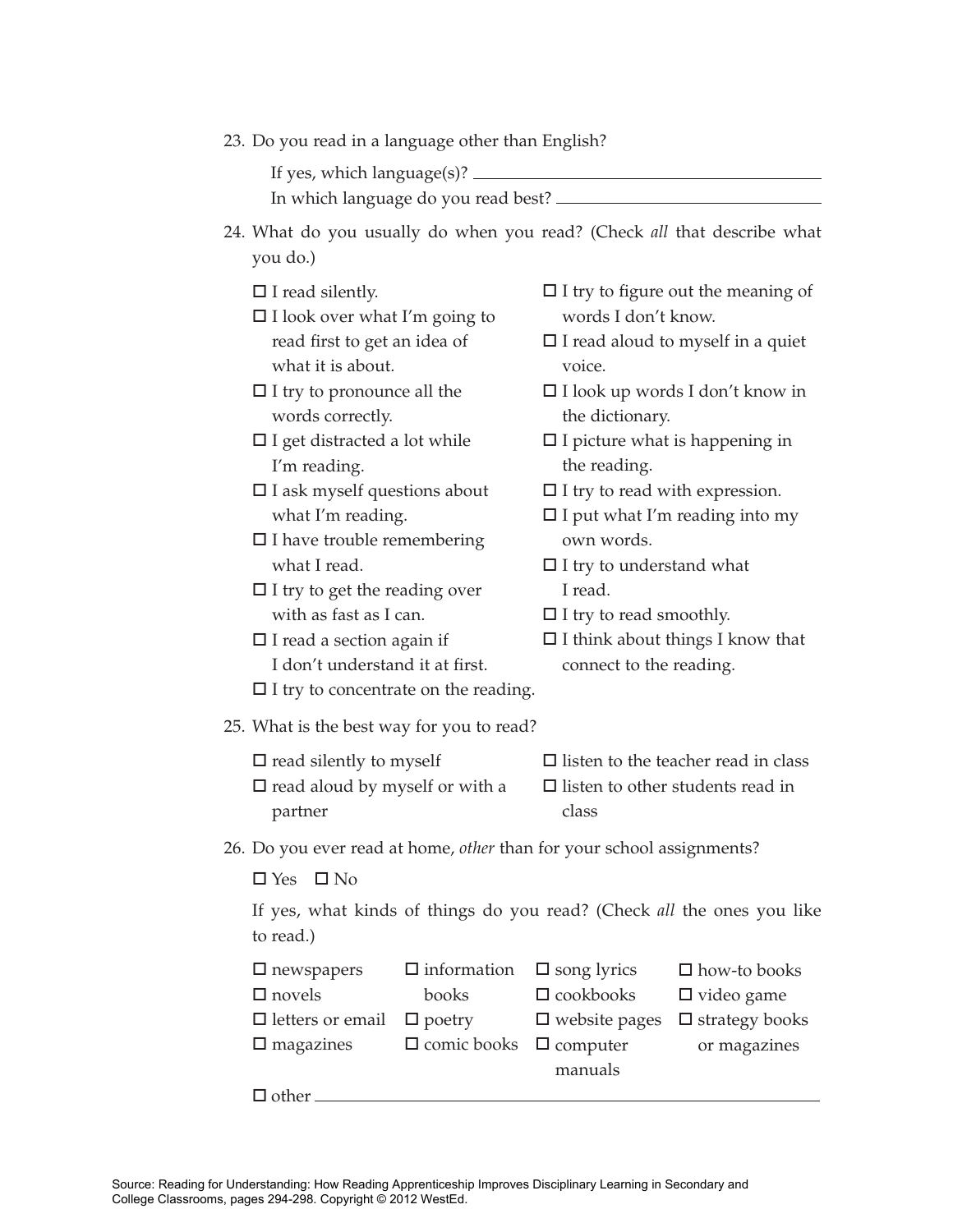23. Do you read in a language other than English?

    If yes, which language(s)? ______________________________

    In which language do you read best? ______________________________

24. What do you usually do when you read? (Check *all* that describe what you do.)

    - ☐ I read silently.
    - ☐ I look over what I'm going to read first to get an idea of what it is about.
    - ☐ I try to pronounce all the words correctly.
    - ☐ I get distracted a lot while I'm reading.
    - ☐ I ask myself questions about what I'm reading.
    - ☐ I have trouble remembering what I read.
    - ☐ I try to get the reading over with as fast as I can.
    - ☐ I read a section again if I don't understand it at first.
    - ☐ I try to concentrate on the reading.
    - ☐ I try to figure out the meaning of words I don't know.
    - ☐ I read aloud to myself in a quiet voice.
    - ☐ I look up words I don't know in the dictionary.
    - ☐ I picture what is happening in the reading.
    - ☐ I try to read with expression.
    - ☐ I put what I'm reading into my own words.
    - ☐ I try to understand what I read.
    - ☐ I try to read smoothly.
    - ☐ I think about things I know that connect to the reading.

25. What is the best way for you to read?

    - ☐ read silently to myself
    - ☐ read aloud by myself or with a partner
    - ☐ listen to the teacher read in class
    - ☐ listen to other students read in class

26. Do you ever read at home, *other* than for your school assignments?

    ☐ Yes ☐ No

    If yes, what kinds of things do you read? (Check *all* the ones you like to read.)

    - ☐ newspapers
    - ☐ novels
    - ☐ letters or email
    - ☐ magazines
    - ☐ information books
    - ☐ poetry
    - ☐ comic books
    - ☐ song lyrics
    - ☐ cookbooks
    - ☐ website pages
    - ☐ computer manuals
    - ☐ how-to books
    - ☐ video game
    - ☐ strategy books or magazines
    - ☐ other ______________________________

Source: Reading for Understanding: How Reading Apprenticeship Improves Disciplinary Learning in Secondary and College Classrooms, pages 294-298. Copyright © 2012 WestEd.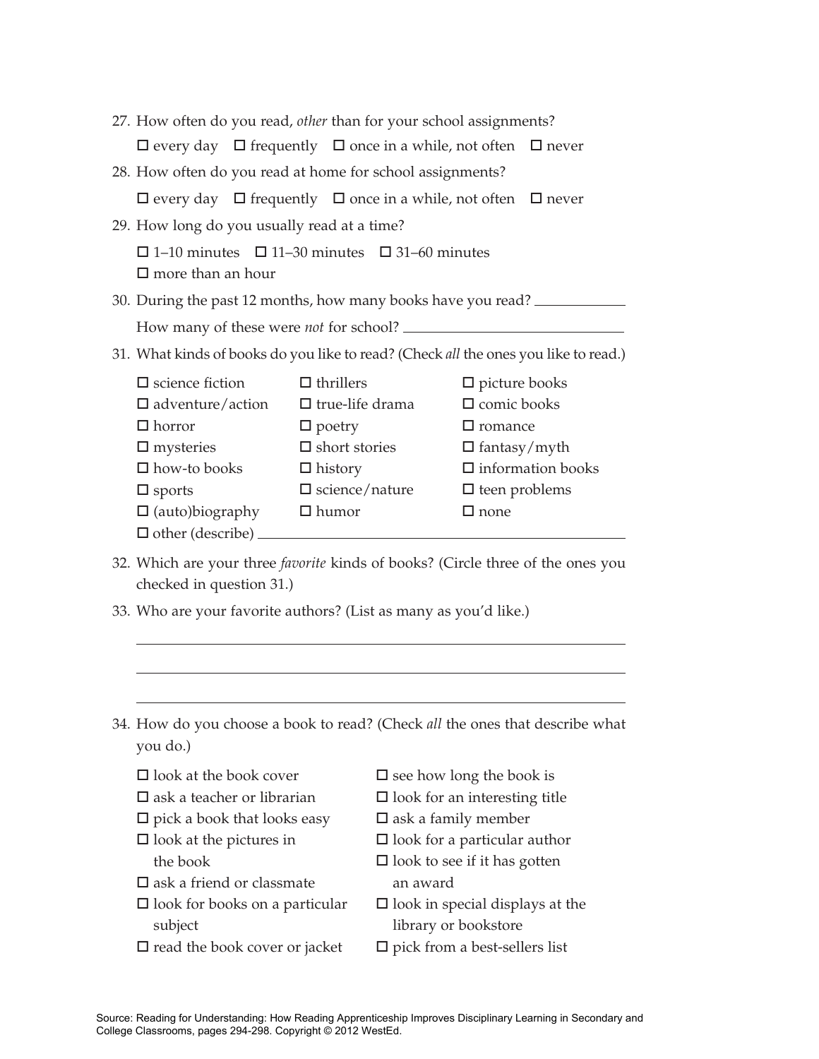27. How often do you read, *other* than for your school assignments?

    ☐ every day ☐ frequently ☐ once in a while, not often ☐ never

28. How often do you read at home for school assignments?

    ☐ every day ☐ frequently ☐ once in a while, not often ☐ never

29. How long do you usually read at a time?

    ☐ 1–10 minutes ☐ 11–30 minutes ☐ 31–60 minutes
    ☐ more than an hour

30. During the past 12 months, how many books have you read? ____________

    How many of these were *not* for school? ____________________________

31. What kinds of books do you like to read? (Check *all* the ones you like to read.)

    ☐ science fiction
    ☐ adventure/action
    ☐ horror
    ☐ mysteries
    ☐ how-to books
    ☐ sports
    ☐ (auto)biography
    ☐ thrillers
    ☐ true-life drama
    ☐ poetry
    ☐ short stories
    ☐ history
    ☐ science/nature
    ☐ humor
    ☐ picture books
    ☐ comic books
    ☐ romance
    ☐ fantasy/myth
    ☐ information books
    ☐ teen problems
    ☐ none
    ☐ other (describe) ____________________________________________

32. Which are your three *favorite* kinds of books? (Circle three of the ones you checked in question 31.)

33. Who are your favorite authors? (List as many as you'd like.)

    ______________________________________________________________

    ______________________________________________________________

    ______________________________________________________________

34. How do you choose a book to read? (Check *all* the ones that describe what you do.)

    ☐ look at the book cover
    ☐ ask a teacher or librarian
    ☐ pick a book that looks easy
    ☐ look at the pictures in the book
    ☐ ask a friend or classmate
    ☐ look for books on a particular subject
    ☐ read the book cover or jacket
    ☐ see how long the book is
    ☐ look for an interesting title
    ☐ ask a family member
    ☐ look for a particular author
    ☐ look to see if it has gotten an award
    ☐ look in special displays at the library or bookstore
    ☐ pick from a best-sellers list

Source: Reading for Understanding: How Reading Apprenticeship Improves Disciplinary Learning in Secondary and College Classrooms, pages 294-298. Copyright © 2012 WestEd.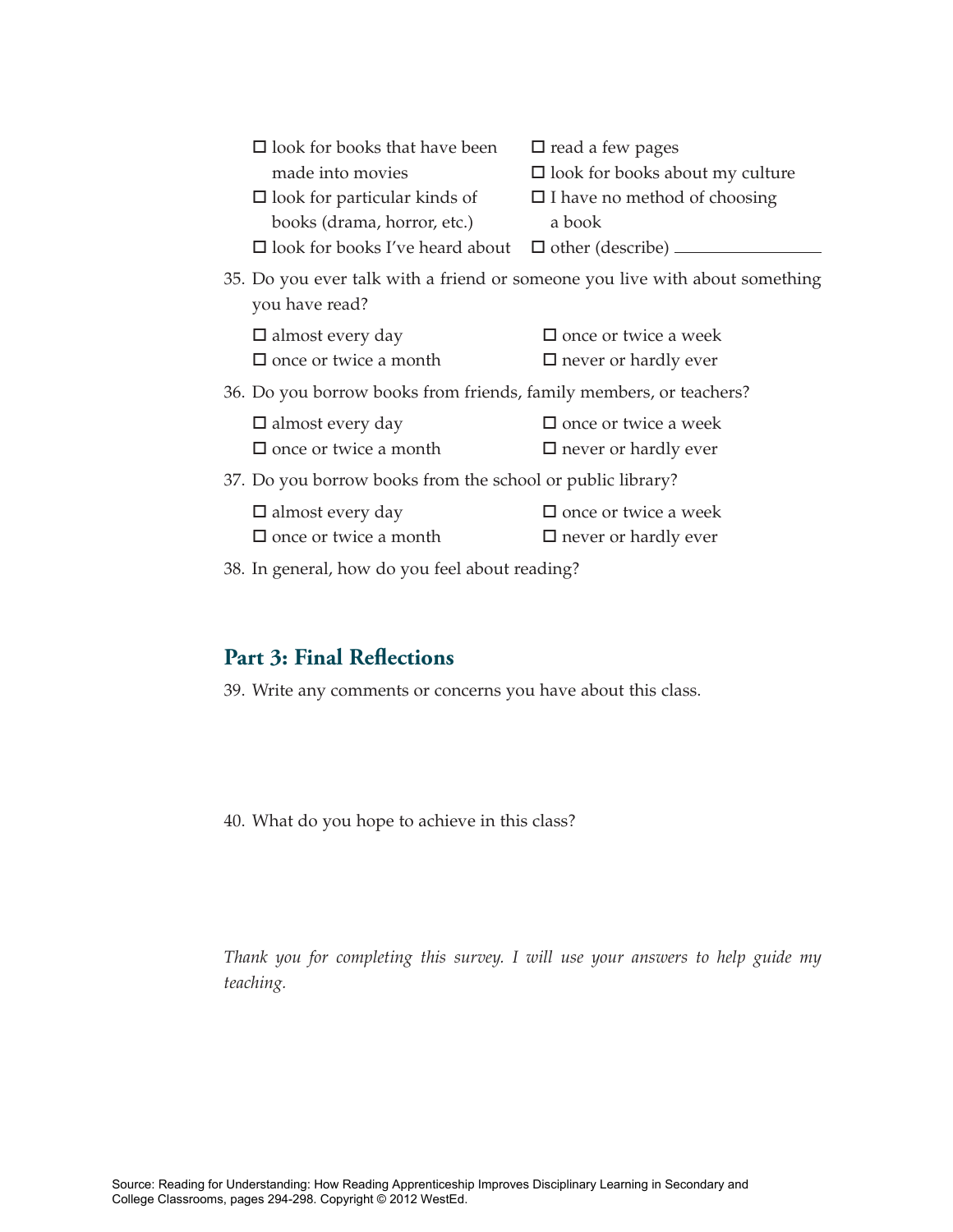- ☐ look for books that have been made into movies
- ☐ look for particular kinds of books (drama, horror, etc.)
- ☐ look for books I've heard about
- ☐ read a few pages
- ☐ look for books about my culture
- ☐ I have no method of choosing a book
- ☐ other (describe) ________________

35. Do you ever talk with a friend or someone you live with about something you have read?

    - ☐ almost every day
    - ☐ once or twice a week
    - ☐ once or twice a month
    - ☐ never or hardly ever

36. Do you borrow books from friends, family members, or teachers?

    - ☐ almost every day
    - ☐ once or twice a week
    - ☐ once or twice a month
    - ☐ never or hardly ever

37. Do you borrow books from the school or public library?

    - ☐ almost every day
    - ☐ once or twice a week
    - ☐ once or twice a month
    - ☐ never or hardly ever

38. In general, how do you feel about reading?

## Part 3: Final Reflections

39. Write any comments or concerns you have about this class.

40. What do you hope to achieve in this class?

*Thank you for completing this survey. I will use your answers to help guide my teaching.*

Source: Reading for Understanding: How Reading Apprenticeship Improves Disciplinary Learning in Secondary and College Classrooms, pages 294-298. Copyright © 2012 WestEd.